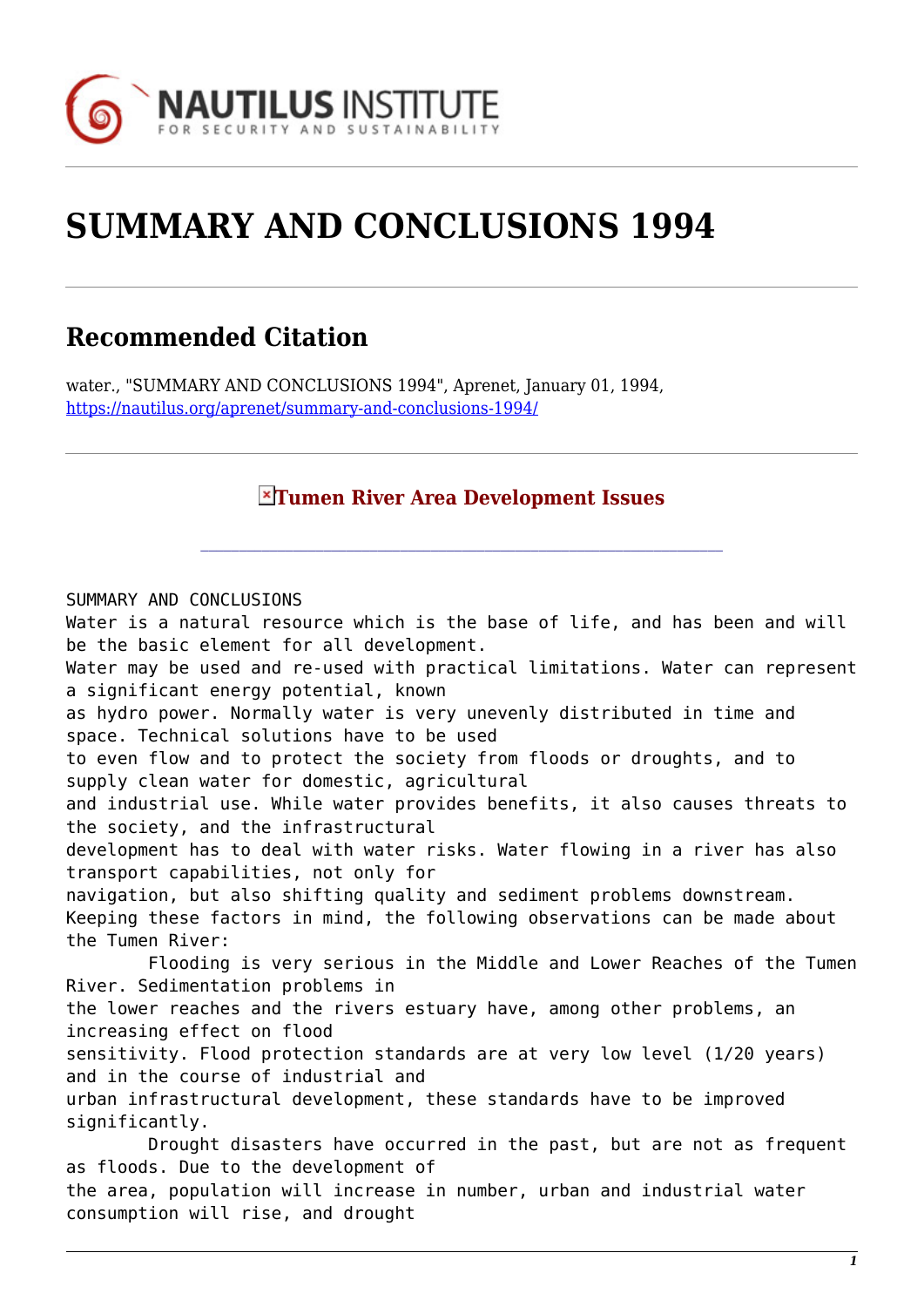# SUMMARY AND CONCLUSIONS 1994

## Recommended Citation

water., "SUMMARY AND CONCLUSIONS 1994", Aprenet, January 01, 1994, https://nautilus.org/aprenet/summary-and-conclusions-1994/

### Tumen River Area Development Issues

SUMMARY AND CONCLUSIONS

Water is a natural resource which is the base of life, and has been and will be the basic element for all development.

Water may be used and re-used with practical limitations. Water can represent a significant energy potential, known as hydro power. Normally water is very unevenly distributed in time and space. Technical solutions have to be used to even flow and to protect the society from floods or droughts, and to supply clean water for domestic, agricultural and industrial use. While water provides benefits, it also causes threats to the society, and the infrastructural development has to deal with water risks. Water flowing in a river has also transport capabilities, not only for navigation, but also shifting quality and sediment problems downstream.

Keeping these factors in mind, the following observations can be made about the Tumen River:

Flooding is very serious in the Middle and Lower Reaches of the Tumen River. Sedimentation problems in the lower reaches and the rivers estuary have, among other problems, an increasing effect on flood sensitivity. Flood protection standards are at very low level (1/20 years) and in the course of industrial and urban infrastructural development, these standards have to be improved significantly.

Drought disasters have occurred in the past, but are not as frequent as floods. Due to the development of the area, population will increase in number, urban and industrial water consumption will rise, and drought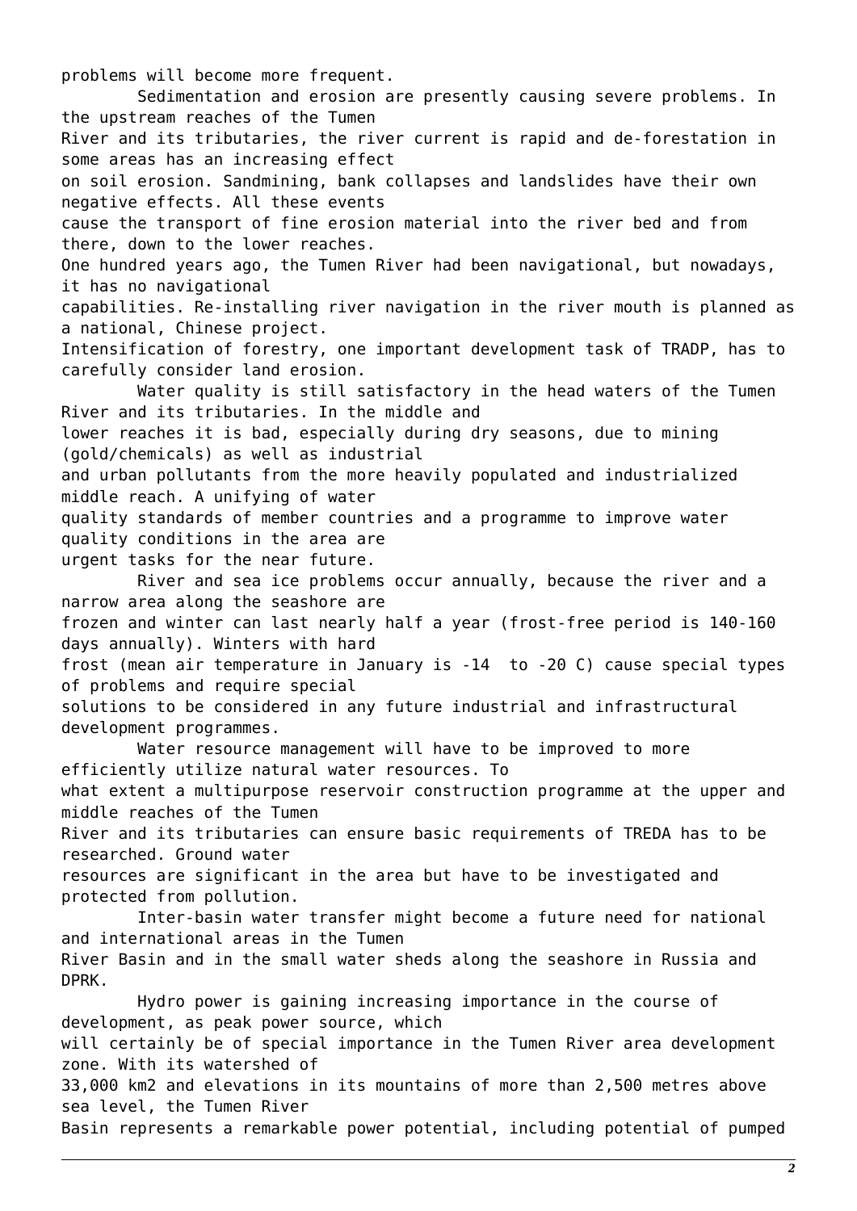problems will become more frequent.

Sedimentation and erosion are presently causing severe problems. In the upstream reaches of the Tumen River and its tributaries, the river current is rapid and de-forestation in some areas has an increasing effect on soil erosion. Sandmining, bank collapses and landslides have their own negative effects. All these events cause the transport of fine erosion material into the river bed and from there, down to the lower reaches.

One hundred years ago, the Tumen River had been navigational, but nowadays, it has no navigational capabilities. Re-installing river navigation in the river mouth is planned as a national, Chinese project.

Intensification of forestry, one important development task of TRADP, has to carefully consider land erosion.

Water quality is still satisfactory in the head waters of the Tumen River and its tributaries. In the middle and lower reaches it is bad, especially during dry seasons, due to mining (gold/chemicals) as well as industrial and urban pollutants from the more heavily populated and industrialized middle reach. A unifying of water quality standards of member countries and a programme to improve water quality conditions in the area are urgent tasks for the near future.

River and sea ice problems occur annually, because the river and a narrow area along the seashore are frozen and winter can last nearly half a year (frost-free period is 140-160 days annually). Winters with hard frost (mean air temperature in January is -14 to -20 C) cause special types of problems and require special solutions to be considered in any future industrial and infrastructural development programmes.

Water resource management will have to be improved to more efficiently utilize natural water resources. To what extent a multipurpose reservoir construction programme at the upper and middle reaches of the Tumen River and its tributaries can ensure basic requirements of TREDA has to be researched. Ground water resources are significant in the area but have to be investigated and protected from pollution.

Inter-basin water transfer might become a future need for national and international areas in the Tumen River Basin and in the small water sheds along the seashore in Russia and DPRK.

Hydro power is gaining increasing importance in the course of development, as peak power source, which will certainly be of special importance in the Tumen River area development zone. With its watershed of 33,000 km2 and elevations in its mountains of more than 2,500 metres above sea level, the Tumen River Basin represents a remarkable power potential, including potential of pumped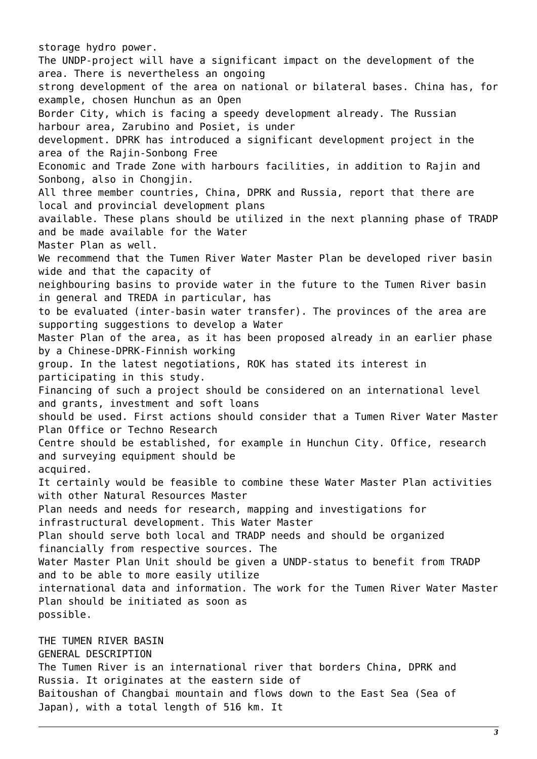storage hydro power.

The UNDP-project will have a significant impact on the development of the area. There is nevertheless an ongoing strong development of the area on national or bilateral bases. China has, for example, chosen Hunchun as an Open Border City, which is facing a speedy development already. The Russian harbour area, Zarubino and Posiet, is under development. DPRK has introduced a significant development project in the area of the Rajin-Sonbong Free Economic and Trade Zone with harbours facilities, in addition to Rajin and Sonbong, also in Chongjin.

All three member countries, China, DPRK and Russia, report that there are local and provincial development plans available. These plans should be utilized in the next planning phase of TRADP and be made available for the Water Master Plan as well.

We recommend that the Tumen River Water Master Plan be developed river basin wide and that the capacity of neighbouring basins to provide water in the future to the Tumen River basin in general and TREDA in particular, has to be evaluated (inter-basin water transfer). The provinces of the area are supporting suggestions to develop a Water Master Plan of the area, as it has been proposed already in an earlier phase by a Chinese-DPRK-Finnish working group. In the latest negotiations, ROK has stated its interest in participating in this study.

Financing of such a project should be considered on an international level and grants, investment and soft loans should be used. First actions should consider that a Tumen River Water Master Plan Office or Techno Research Centre should be established, for example in Hunchun City. Office, research and surveying equipment should be acquired.

It certainly would be feasible to combine these Water Master Plan activities with other Natural Resources Master Plan needs and needs for research, mapping and investigations for infrastructural development. This Water Master Plan should serve both local and TRADP needs and should be organized financially from respective sources. The Water Master Plan Unit should be given a UNDP-status to benefit from TRADP and to be able to more easily utilize international data and information. The work for the Tumen River Water Master Plan should be initiated as soon as possible.

# THE TUMEN RIVER BASIN

## GENERAL DESCRIPTION

The Tumen River is an international river that borders China, DPRK and Russia. It originates at the eastern side of Baitoushan of Changbai mountain and flows down to the East Sea (Sea of Japan), with a total length of 516 km. It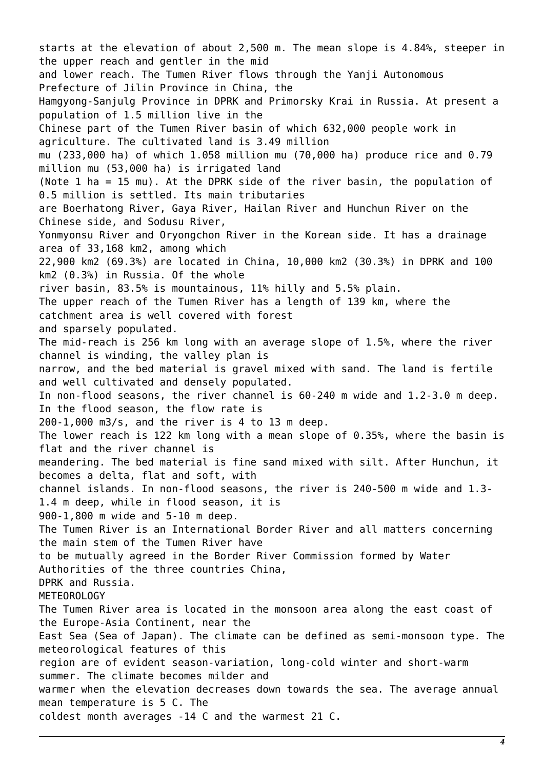starts at the elevation of about 2,500 m. The mean slope is 4.84%, steeper in the upper reach and gentler in the mid and lower reach. The Tumen River flows through the Yanji Autonomous Prefecture of Jilin Province in China, the Hamgyong-Sanjulg Province in DPRK and Primorsky Krai in Russia. At present a population of 1.5 million live in the Chinese part of the Tumen River basin of which 632,000 people work in agriculture. The cultivated land is 3.49 million mu (233,000 ha) of which 1.058 million mu (70,000 ha) produce rice and 0.79 million mu (53,000 ha) is irrigated land (Note 1 ha = 15 mu). At the DPRK side of the river basin, the population of 0.5 million is settled. Its main tributaries are Boerhatong River, Gaya River, Hailan River and Hunchun River on the Chinese side, and Sodusu River, Yonmyonsu River and Oryongchon River in the Korean side. It has a drainage area of 33,168 km2, among which 22,900 km2 (69.3%) are located in China, 10,000 km2 (30.3%) in DPRK and 100 km2 (0.3%) in Russia. Of the whole river basin, 83.5% is mountainous, 11% hilly and 5.5% plain.

The upper reach of the Tumen River has a length of 139 km, where the catchment area is well covered with forest and sparsely populated.

The mid-reach is 256 km long with an average slope of 1.5%, where the river channel is winding, the valley plan is narrow, and the bed material is gravel mixed with sand. The land is fertile and well cultivated and densely populated.

In non-flood seasons, the river channel is 60-240 m wide and 1.2-3.0 m deep. In the flood season, the flow rate is 200-1,000 m3/s, and the river is 4 to 13 m deep.

The lower reach is 122 km long with a mean slope of 0.35%, where the basin is flat and the river channel is meandering. The bed material is fine sand mixed with silt. After Hunchun, it becomes a delta, flat and soft, with channel islands. In non-flood seasons, the river is 240-500 m wide and 1.3-1.4 m deep, while in flood season, it is 900-1,800 m wide and 5-10 m deep.

The Tumen River is an International Border River and all matters concerning the main stem of the Tumen River have to be mutually agreed in the Border River Commission formed by Water Authorities of the three countries China, DPRK and Russia.

## METEOROLOGY

The Tumen River area is located in the monsoon area along the east coast of the Europe-Asia Continent, near the East Sea (Sea of Japan). The climate can be defined as semi-monsoon type. The meteorological features of this region are of evident season-variation, long-cold winter and short-warm summer. The climate becomes milder and warmer when the elevation decreases down towards the sea. The average annual mean temperature is 5 C. The coldest month averages -14 C and the warmest 21 C.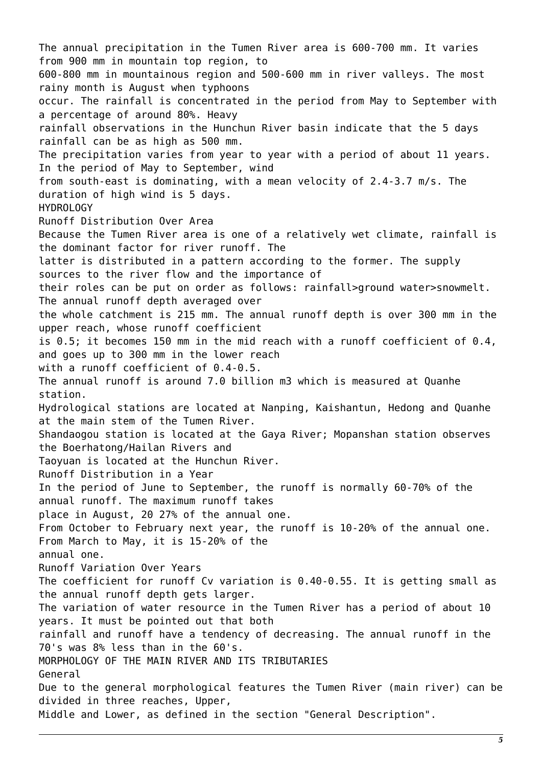The annual precipitation in the Tumen River area is 600-700 mm. It varies from 900 mm in mountain top region, to 600-800 mm in mountainous region and 500-600 mm in river valleys. The most rainy month is August when typhoons occur. The rainfall is concentrated in the period from May to September with a percentage of around 80%. Heavy rainfall observations in the Hunchun River basin indicate that the 5 days rainfall can be as high as 500 mm.

The precipitation varies from year to year with a period of about 11 years. In the period of May to September, wind from south-east is dominating, with a mean velocity of 2.4-3.7 m/s. The duration of high wind is 5 days.

## HYDROLOGY

### Runoff Distribution Over Area

Because the Tumen River area is one of a relatively wet climate, rainfall is the dominant factor for river runoff. The latter is distributed in a pattern according to the former. The supply sources to the river flow and the importance of their roles can be put on order as follows: rainfall>ground water>snowmelt. The annual runoff depth averaged over the whole catchment is 215 mm. The annual runoff depth is over 300 mm in the upper reach, whose runoff coefficient is 0.5; it becomes 150 mm in the mid reach with a runoff coefficient of 0.4, and goes up to 300 mm in the lower reach with a runoff coefficient of 0.4-0.5.

The annual runoff is around 7.0 billion m3 which is measured at Quanhe station.

Hydrological stations are located at Nanping, Kaishantun, Hedong and Quanhe at the main stem of the Tumen River.

Shandaogou station is located at the Gaya River; Mopanshan station observes the Boerhatong/Hailan Rivers and Taoyuan is located at the Hunchun River.

### Runoff Distribution in a Year

In the period of June to September, the runoff is normally 60-70% of the annual runoff. The maximum runoff takes place in August, 20 27% of the annual one.

From October to February next year, the runoff is 10-20% of the annual one. From March to May, it is 15-20% of the annual one.

### Runoff Variation Over Years

The coefficient for runoff Cv variation is 0.40-0.55. It is getting small as the annual runoff depth gets larger.

The variation of water resource in the Tumen River has a period of about 10 years. It must be pointed out that both rainfall and runoff have a tendency of decreasing. The annual runoff in the 70's was 8% less than in the 60's.

## MORPHOLOGY OF THE MAIN RIVER AND ITS TRIBUTARIES

### General

Due to the general morphological features the Tumen River (main river) can be divided in three reaches, Upper, Middle and Lower, as defined in the section "General Description".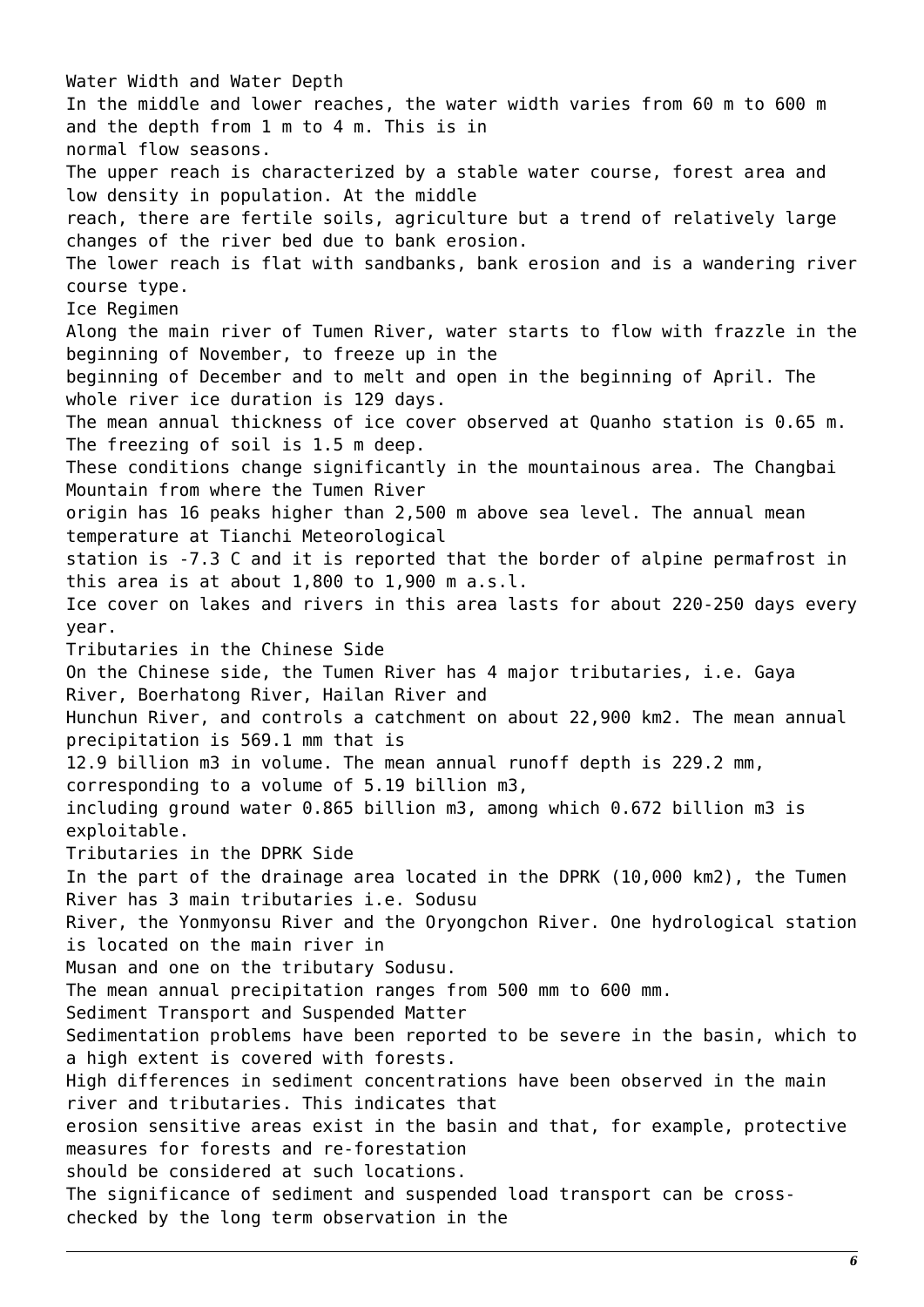### Water Width and Water Depth

In the middle and lower reaches, the water width varies from 60 m to 600 m and the depth from 1 m to 4 m. This is in normal flow seasons.

The upper reach is characterized by a stable water course, forest area and low density in population. At the middle reach, there are fertile soils, agriculture but a trend of relatively large changes of the river bed due to bank erosion.

The lower reach is flat with sandbanks, bank erosion and is a wandering river course type.

### Ice Regimen

Along the main river of Tumen River, water starts to flow with frazzle in the beginning of November, to freeze up in the beginning of December and to melt and open in the beginning of April. The whole river ice duration is 129 days.

The mean annual thickness of ice cover observed at Quanho station is 0.65 m. The freezing of soil is 1.5 m deep.

These conditions change significantly in the mountainous area. The Changbai Mountain from where the Tumen River origin has 16 peaks higher than 2,500 m above sea level. The annual mean temperature at Tianchi Meteorological station is -7.3 C and it is reported that the border of alpine permafrost in this area is at about 1,800 to 1,900 m a.s.l.

Ice cover on lakes and rivers in this area lasts for about 220-250 days every year.

### Tributaries in the Chinese Side

On the Chinese side, the Tumen River has 4 major tributaries, i.e. Gaya River, Boerhatong River, Hailan River and Hunchun River, and controls a catchment on about 22,900 km2. The mean annual precipitation is 569.1 mm that is 12.9 billion m3 in volume. The mean annual runoff depth is 229.2 mm, corresponding to a volume of 5.19 billion m3, including ground water 0.865 billion m3, among which 0.672 billion m3 is exploitable.

### Tributaries in the DPRK Side

In the part of the drainage area located in the DPRK (10,000 km2), the Tumen River has 3 main tributaries i.e. Sodusu River, the Yonmyonsu River and the Oryongchon River. One hydrological station is located on the main river in Musan and one on the tributary Sodusu.

The mean annual precipitation ranges from 500 mm to 600 mm.

### Sediment Transport and Suspended Matter

Sedimentation problems have been reported to be severe in the basin, which to a high extent is covered with forests.

High differences in sediment concentrations have been observed in the main river and tributaries. This indicates that erosion sensitive areas exist in the basin and that, for example, protective measures for forests and re-forestation should be considered at such locations.

The significance of sediment and suspended load transport can be cross-checked by the long term observation in the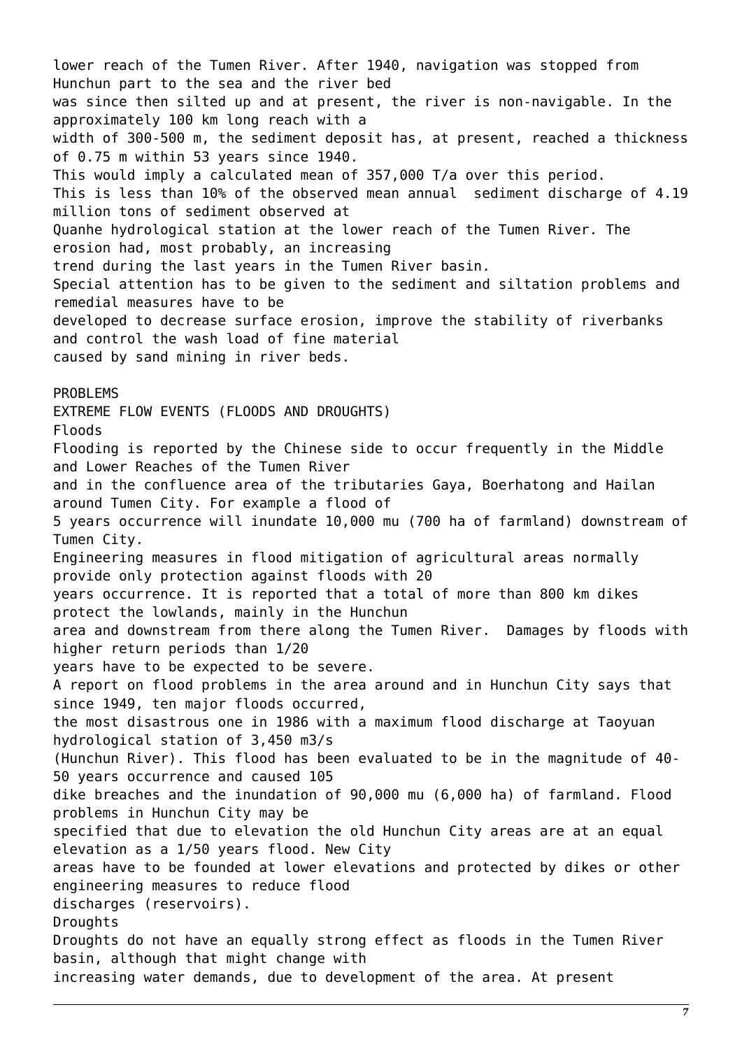lower reach of the Tumen River. After 1940, navigation was stopped from Hunchun part to the sea and the river bed was since then silted up and at present, the river is non-navigable. In the approximately 100 km long reach with a width of 300-500 m, the sediment deposit has, at present, reached a thickness of 0.75 m within 53 years since 1940.

This would imply a calculated mean of 357,000 T/a over this period.

This is less than 10% of the observed mean annual sediment discharge of 4.19 million tons of sediment observed at Quanhe hydrological station at the lower reach of the Tumen River. The erosion had, most probably, an increasing trend during the last years in the Tumen River basin.

Special attention has to be given to the sediment and siltation problems and remedial measures have to be developed to decrease surface erosion, improve the stability of riverbanks and control the wash load of fine material caused by sand mining in river beds.

## PROBLEMS

### EXTREME FLOW EVENTS (FLOODS AND DROUGHTS)

#### Floods

Flooding is reported by the Chinese side to occur frequently in the Middle and Lower Reaches of the Tumen River and in the confluence area of the tributaries Gaya, Boerhatong and Hailan around Tumen City. For example a flood of 5 years occurrence will inundate 10,000 mu (700 ha of farmland) downstream of Tumen City.

Engineering measures in flood mitigation of agricultural areas normally provide only protection against floods with 20 years occurrence. It is reported that a total of more than 800 km dikes protect the lowlands, mainly in the Hunchun area and downstream from there along the Tumen River. Damages by floods with higher return periods than 1/20 years have to be expected to be severe.

A report on flood problems in the area around and in Hunchun City says that since 1949, ten major floods occurred, the most disastrous one in 1986 with a maximum flood discharge at Taoyuan hydrological station of 3,450 m3/s (Hunchun River). This flood has been evaluated to be in the magnitude of 40-50 years occurrence and caused 105 dike breaches and the inundation of 90,000 mu (6,000 ha) of farmland. Flood problems in Hunchun City may be specified that due to elevation the old Hunchun City areas are at an equal elevation as a 1/50 years flood. New City areas have to be founded at lower elevations and protected by dikes or other engineering measures to reduce flood discharges (reservoirs).

#### Droughts

Droughts do not have an equally strong effect as floods in the Tumen River basin, although that might change with increasing water demands, due to development of the area. At present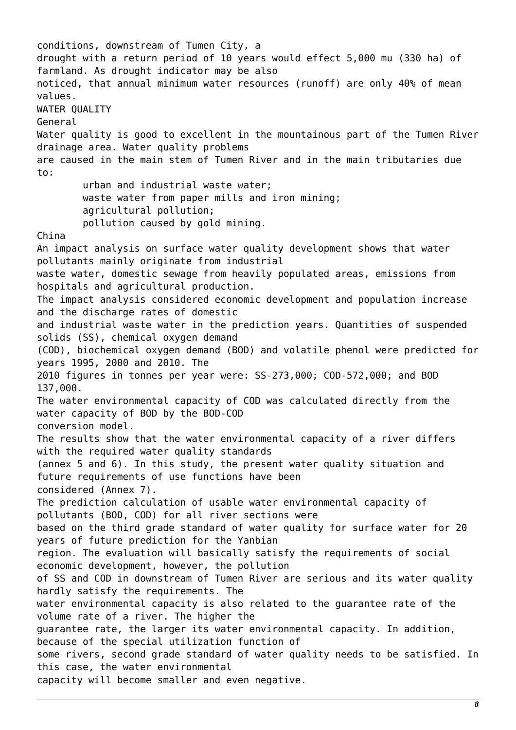conditions, downstream of Tumen City, a drought with a return period of 10 years would effect 5,000 mu (330 ha) of farmland. As drought indicator may be also noticed, that annual minimum water resources (runoff) are only 40% of mean values.

## WATER QUALITY

### General

Water quality is good to excellent in the mountainous part of the Tumen River drainage area. Water quality problems are caused in the main stem of Tumen River and in the main tributaries due to:

- urban and industrial waste water;
- waste water from paper mills and iron mining;
- agricultural pollution;
- pollution caused by gold mining.

### China

An impact analysis on surface water quality development shows that water pollutants mainly originate from industrial waste water, domestic sewage from heavily populated areas, emissions from hospitals and agricultural production.

The impact analysis considered economic development and population increase and the discharge rates of domestic and industrial waste water in the prediction years. Quantities of suspended solids (SS), chemical oxygen demand (COD), biochemical oxygen demand (BOD) and volatile phenol were predicted for years 1995, 2000 and 2010. The 2010 figures in tonnes per year were: SS-273,000; COD-572,000; and BOD 137,000.

The water environmental capacity of COD was calculated directly from the water capacity of BOD by the BOD-COD conversion model.

The results show that the water environmental capacity of a river differs with the required water quality standards (annex 5 and 6). In this study, the present water quality situation and future requirements of use functions have been considered (Annex 7).

The prediction calculation of usable water environmental capacity of pollutants (BOD, COD) for all river sections were based on the third grade standard of water quality for surface water for 20 years of future prediction for the Yanbian region. The evaluation will basically satisfy the requirements of social economic development, however, the pollution of SS and COD in downstream of Tumen River are serious and its water quality hardly satisfy the requirements. The water environmental capacity is also related to the guarantee rate of the volume rate of a river. The higher the guarantee rate, the larger its water environmental capacity. In addition, because of the special utilization function of some rivers, second grade standard of water quality needs to be satisfied. In this case, the water environmental capacity will become smaller and even negative.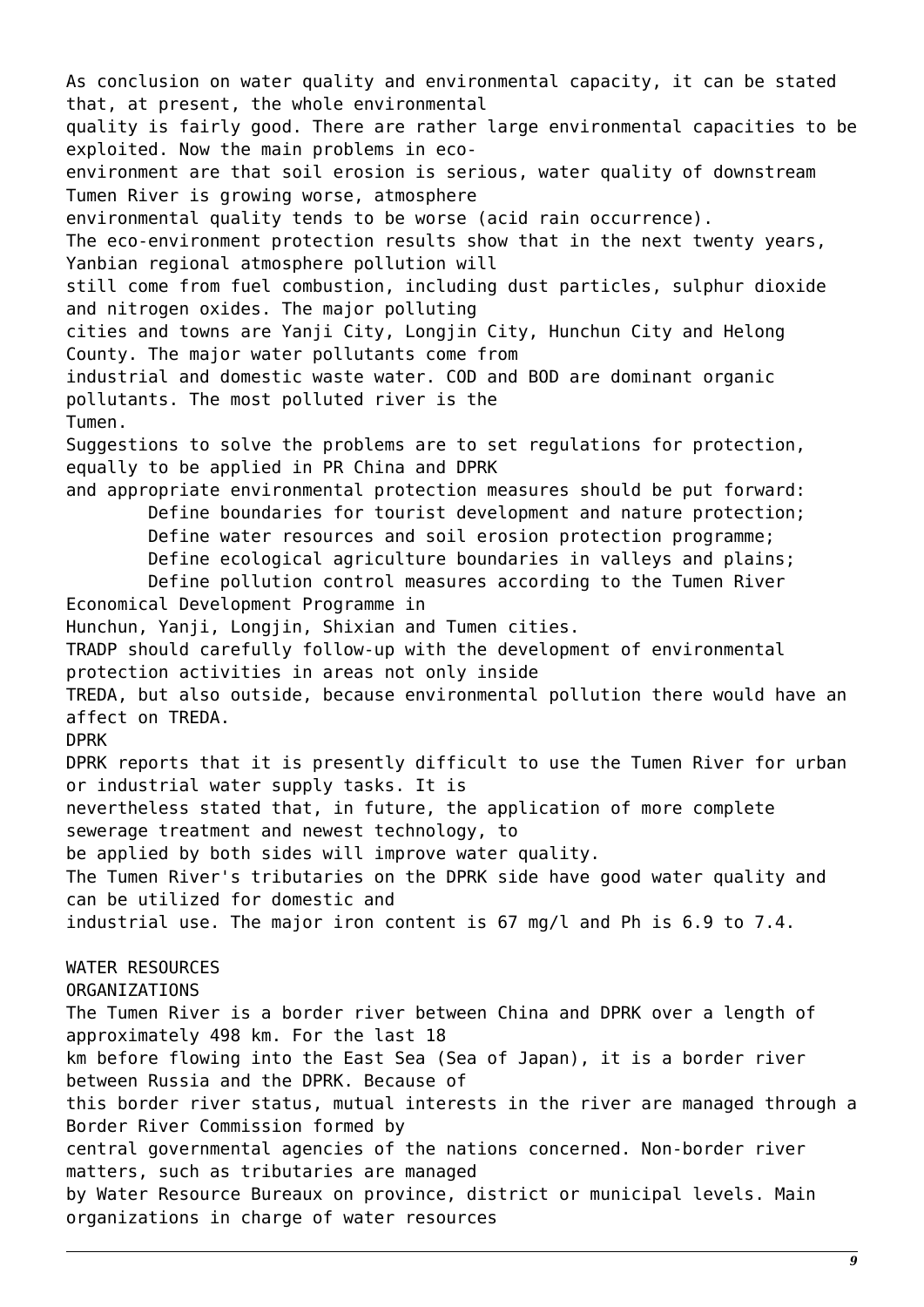As conclusion on water quality and environmental capacity, it can be stated that, at present, the whole environmental quality is fairly good. There are rather large environmental capacities to be exploited. Now the main problems in eco-environment are that soil erosion is serious, water quality of downstream Tumen River is growing worse, atmosphere environmental quality tends to be worse (acid rain occurrence).

The eco-environment protection results show that in the next twenty years, Yanbian regional atmosphere pollution will still come from fuel combustion, including dust particles, sulphur dioxide and nitrogen oxides. The major polluting cities and towns are Yanji City, Longjin City, Hunchun City and Helong County. The major water pollutants come from industrial and domestic waste water. COD and BOD are dominant organic pollutants. The most polluted river is the Tumen.

Suggestions to solve the problems are to set regulations for protection, equally to be applied in PR China and DPRK and appropriate environmental protection measures should be put forward:

- Define boundaries for tourist development and nature protection;
- Define water resources and soil erosion protection programme;
- Define ecological agriculture boundaries in valleys and plains;
- Define pollution control measures according to the Tumen River Economical Development Programme in Hunchun, Yanji, Longjin, Shixian and Tumen cities.

TRADP should carefully follow-up with the development of environmental protection activities in areas not only inside TREDA, but also outside, because environmental pollution there would have an affect on TREDA.

DPRK

DPRK reports that it is presently difficult to use the Tumen River for urban or industrial water supply tasks. It is nevertheless stated that, in future, the application of more complete sewerage treatment and newest technology, to be applied by both sides will improve water quality.

The Tumen River's tributaries on the DPRK side have good water quality and can be utilized for domestic and industrial use. The major iron content is 67 mg/l and Ph is 6.9 to 7.4.

## WATER RESOURCES

### ORGANIZATIONS

The Tumen River is a border river between China and DPRK over a length of approximately 498 km. For the last 18 km before flowing into the East Sea (Sea of Japan), it is a border river between Russia and the DPRK. Because of this border river status, mutual interests in the river are managed through a Border River Commission formed by central governmental agencies of the nations concerned. Non-border river matters, such as tributaries are managed by Water Resource Bureaux on province, district or municipal levels. Main organizations in charge of water resources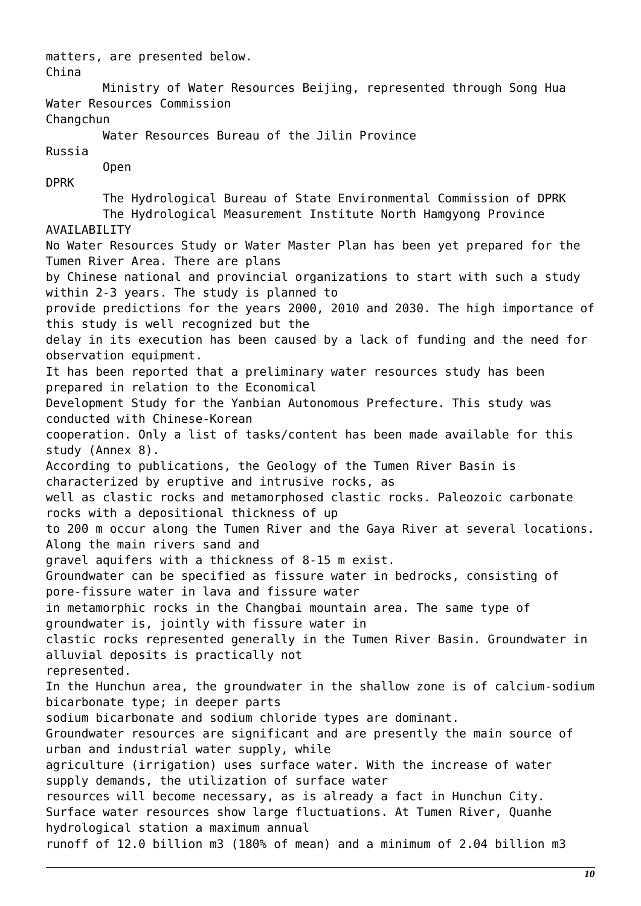matters, are presented below.

China

Ministry of Water Resources Beijing, represented through Song Hua Water Resources Commission

Changchun

Water Resources Bureau of the Jilin Province

Russia

Open

DPRK

The Hydrological Bureau of State Environmental Commission of DPRK

The Hydrological Measurement Institute North Hamgyong Province

AVAILABILITY

No Water Resources Study or Water Master Plan has been yet prepared for the Tumen River Area. There are plans by Chinese national and provincial organizations to start with such a study within 2-3 years. The study is planned to provide predictions for the years 2000, 2010 and 2030. The high importance of this study is well recognized but the delay in its execution has been caused by a lack of funding and the need for observation equipment.

It has been reported that a preliminary water resources study has been prepared in relation to the Economical Development Study for the Yanbian Autonomous Prefecture. This study was conducted with Chinese-Korean cooperation. Only a list of tasks/content has been made available for this study (Annex 8).

According to publications, the Geology of the Tumen River Basin is characterized by eruptive and intrusive rocks, as well as clastic rocks and metamorphosed clastic rocks. Paleozoic carbonate rocks with a depositional thickness of up to 200 m occur along the Tumen River and the Gaya River at several locations. Along the main rivers sand and gravel aquifers with a thickness of 8-15 m exist.

Groundwater can be specified as fissure water in bedrocks, consisting of pore-fissure water in lava and fissure water in metamorphic rocks in the Changbai mountain area. The same type of groundwater is, jointly with fissure water in clastic rocks represented generally in the Tumen River Basin. Groundwater in alluvial deposits is practically not represented.

In the Hunchun area, the groundwater in the shallow zone is of calcium-sodium bicarbonate type; in deeper parts sodium bicarbonate and sodium chloride types are dominant.

Groundwater resources are significant and are presently the main source of urban and industrial water supply, while agriculture (irrigation) uses surface water. With the increase of water supply demands, the utilization of surface water resources will become necessary, as is already a fact in Hunchun City.

Surface water resources show large fluctuations. At Tumen River, Quanhe hydrological station a maximum annual runoff of 12.0 billion m3 (180% of mean) and a minimum of 2.04 billion m3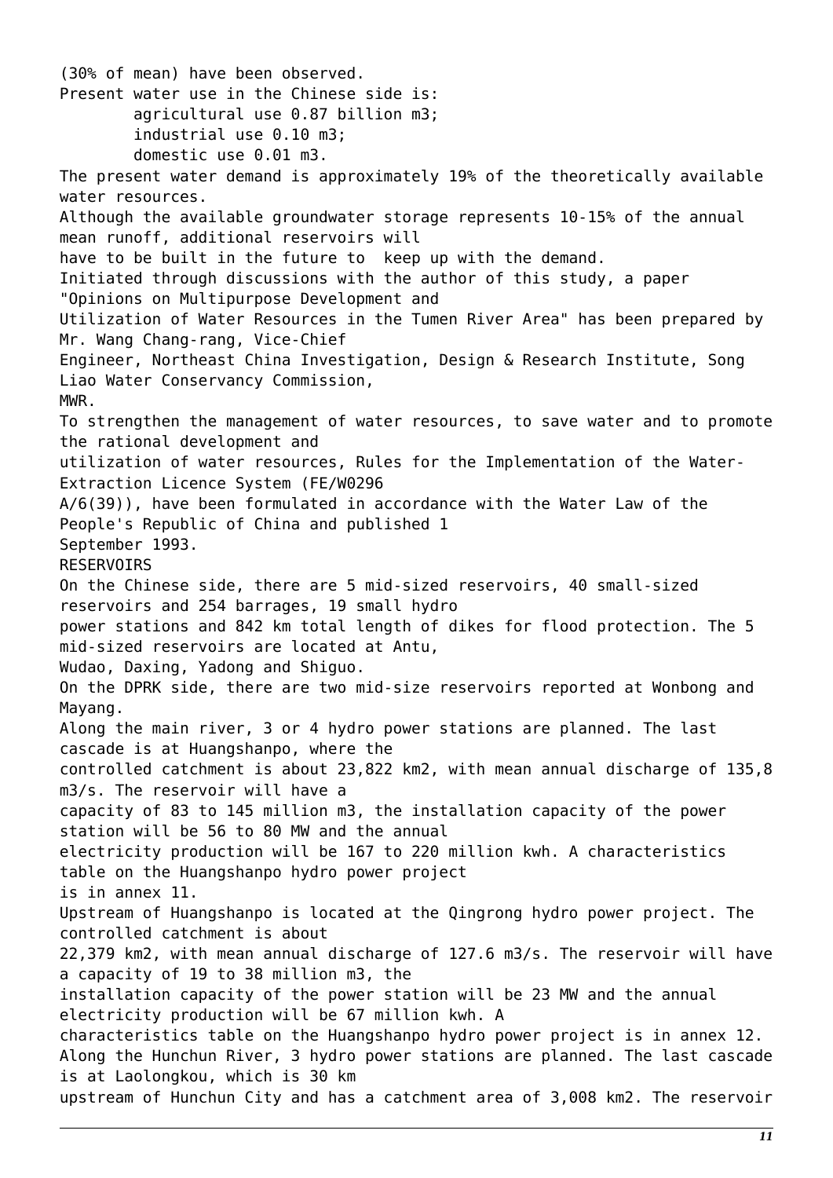(30% of mean) have been observed.

Present water use in the Chinese side is:

- agricultural use 0.87 billion m3;
- industrial use 0.10 m3;
- domestic use 0.01 m3.

The present water demand is approximately 19% of the theoretically available water resources.

Although the available groundwater storage represents 10-15% of the annual mean runoff, additional reservoirs will have to be built in the future to keep up with the demand.

Initiated through discussions with the author of this study, a paper "Opinions on Multipurpose Development and Utilization of Water Resources in the Tumen River Area" has been prepared by Mr. Wang Chang-rang, Vice-Chief Engineer, Northeast China Investigation, Design & Research Institute, Song Liao Water Conservancy Commission, MWR.

To strengthen the management of water resources, to save water and to promote the rational development and utilization of water resources, Rules for the Implementation of the Water-Extraction Licence System (FE/W0296 A/6(39)), have been formulated in accordance with the Water Law of the People's Republic of China and published 1 September 1993.

## RESERVOIRS

On the Chinese side, there are 5 mid-sized reservoirs, 40 small-sized reservoirs and 254 barrages, 19 small hydro power stations and 842 km total length of dikes for flood protection. The 5 mid-sized reservoirs are located at Antu, Wudao, Daxing, Yadong and Shiguo.

On the DPRK side, there are two mid-size reservoirs reported at Wonbong and Mayang.

Along the main river, 3 or 4 hydro power stations are planned. The last cascade is at Huangshanpo, where the controlled catchment is about 23,822 km2, with mean annual discharge of 135,8 m3/s. The reservoir will have a capacity of 83 to 145 million m3, the installation capacity of the power station will be 56 to 80 MW and the annual electricity production will be 167 to 220 million kwh. A characteristics table on the Huangshanpo hydro power project is in annex 11.

Upstream of Huangshanpo is located at the Qingrong hydro power project. The controlled catchment is about 22,379 km2, with mean annual discharge of 127.6 m3/s. The reservoir will have a capacity of 19 to 38 million m3, the installation capacity of the power station will be 23 MW and the annual electricity production will be 67 million kwh. A characteristics table on the Huangshanpo hydro power project is in annex 12.

Along the Hunchun River, 3 hydro power stations are planned. The last cascade is at Laolongkou, which is 30 km upstream of Hunchun City and has a catchment area of 3,008 km2. The reservoir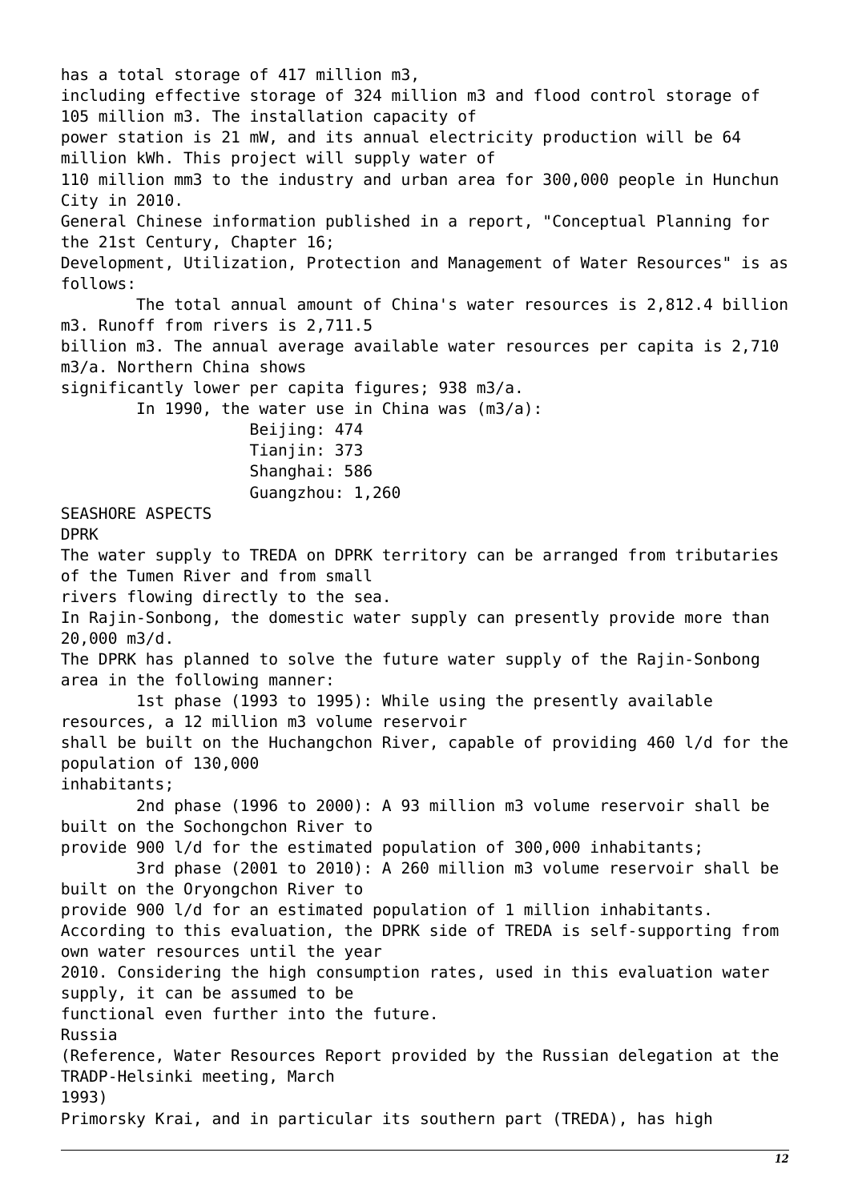has a total storage of 417 million m3, including effective storage of 324 million m3 and flood control storage of 105 million m3. The installation capacity of power station is 21 mW, and its annual electricity production will be 64 million kWh. This project will supply water of 110 million mm3 to the industry and urban area for 300,000 people in Hunchun City in 2010.

General Chinese information published in a report, "Conceptual Planning for the 21st Century, Chapter 16; Development, Utilization, Protection and Management of Water Resources" is as follows:

The total annual amount of China's water resources is 2,812.4 billion m3. Runoff from rivers is 2,711.5 billion m3. The annual average available water resources per capita is 2,710 m3/a. Northern China shows significantly lower per capita figures; 938 m3/a.

In 1990, the water use in China was (m3/a):

- Beijing: 474
- Tianjin: 373
- Shanghai: 586
- Guangzhou: 1,260

## SEASHORE ASPECTS

### DPRK

The water supply to TREDA on DPRK territory can be arranged from tributaries of the Tumen River and from small rivers flowing directly to the sea.

In Rajin-Sonbong, the domestic water supply can presently provide more than 20,000 m3/d.

The DPRK has planned to solve the future water supply of the Rajin-Sonbong area in the following manner:

1st phase (1993 to 1995): While using the presently available resources, a 12 million m3 volume reservoir shall be built on the Huchangchon River, capable of providing 460 l/d for the population of 130,000 inhabitants;

2nd phase (1996 to 2000): A 93 million m3 volume reservoir shall be built on the Sochongchon River to provide 900 l/d for the estimated population of 300,000 inhabitants;

3rd phase (2001 to 2010): A 260 million m3 volume reservoir shall be built on the Oryongchon River to provide 900 l/d for an estimated population of 1 million inhabitants.

According to this evaluation, the DPRK side of TREDA is self-supporting from own water resources until the year 2010. Considering the high consumption rates, used in this evaluation water supply, it can be assumed to be functional even further into the future.

### Russia

(Reference, Water Resources Report provided by the Russian delegation at the TRADP-Helsinki meeting, March 1993)

Primorsky Krai, and in particular its southern part (TREDA), has high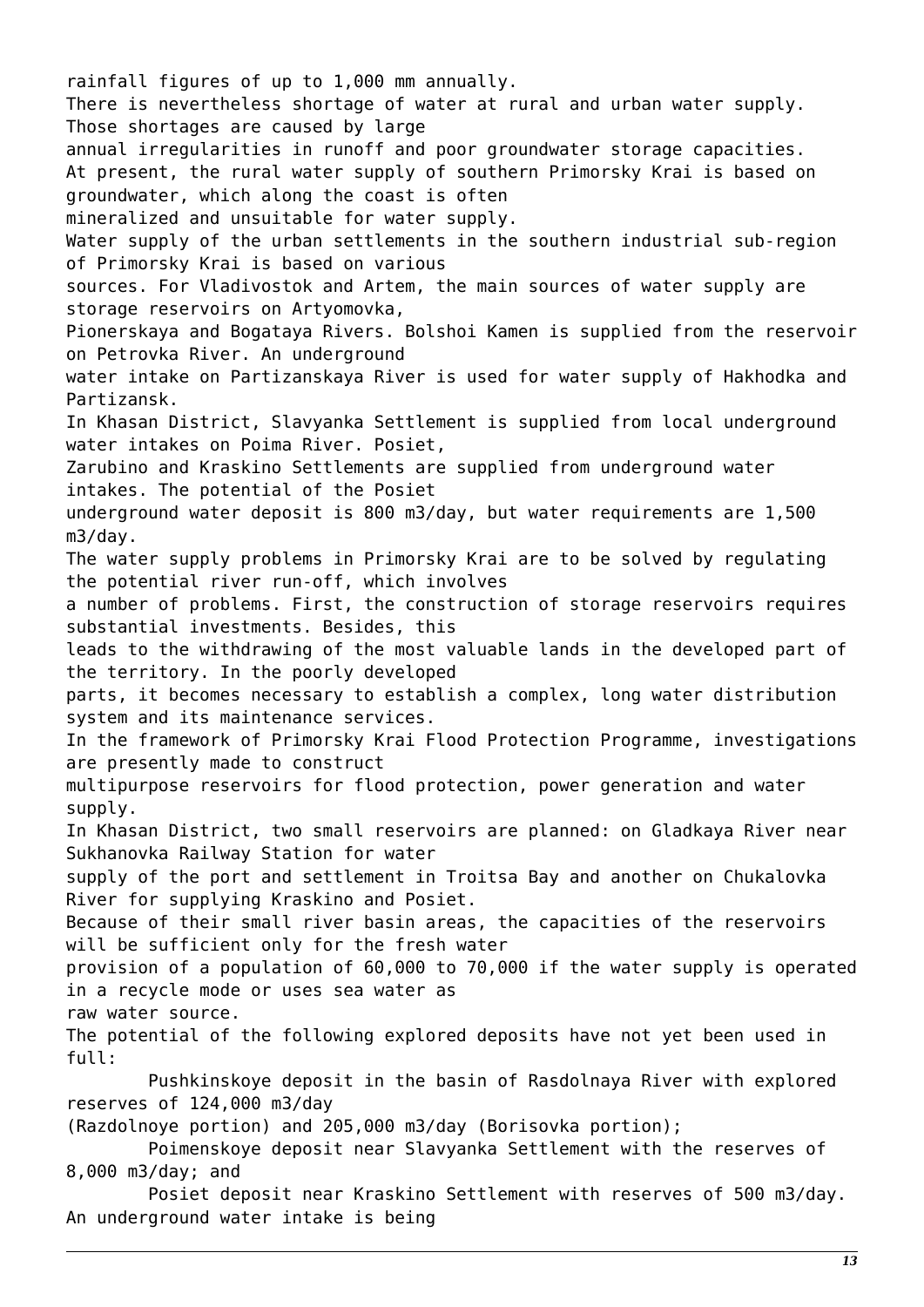rainfall figures of up to 1,000 mm annually.

There is nevertheless shortage of water at rural and urban water supply. Those shortages are caused by large annual irregularities in runoff and poor groundwater storage capacities.

At present, the rural water supply of southern Primorsky Krai is based on groundwater, which along the coast is often mineralized and unsuitable for water supply.

Water supply of the urban settlements in the southern industrial sub-region of Primorsky Krai is based on various sources. For Vladivostok and Artem, the main sources of water supply are storage reservoirs on Artyomovka, Pionerskaya and Bogataya Rivers. Bolshoi Kamen is supplied from the reservoir on Petrovka River. An underground water intake on Partizanskaya River is used for water supply of Hakhodka and Partizansk.

In Khasan District, Slavyanka Settlement is supplied from local underground water intakes on Poima River. Posiet, Zarubino and Kraskino Settlements are supplied from underground water intakes. The potential of the Posiet underground water deposit is 800 m3/day, but water requirements are 1,500 m3/day.

The water supply problems in Primorsky Krai are to be solved by regulating the potential river run-off, which involves a number of problems. First, the construction of storage reservoirs requires substantial investments. Besides, this leads to the withdrawing of the most valuable lands in the developed part of the territory. In the poorly developed parts, it becomes necessary to establish a complex, long water distribution system and its maintenance services.

In the framework of Primorsky Krai Flood Protection Programme, investigations are presently made to construct multipurpose reservoirs for flood protection, power generation and water supply.

In Khasan District, two small reservoirs are planned: on Gladkaya River near Sukhanovka Railway Station for water supply of the port and settlement in Troitsa Bay and another on Chukalovka River for supplying Kraskino and Posiet.

Because of their small river basin areas, the capacities of the reservoirs will be sufficient only for the fresh water provision of a population of 60,000 to 70,000 if the water supply is operated in a recycle mode or uses sea water as raw water source.

The potential of the following explored deposits have not yet been used in full:

- Pushkinskoye deposit in the basin of Rasdolnaya River with explored reserves of 124,000 m3/day (Razdolnoye portion) and 205,000 m3/day (Borisovka portion);
- Poimenskoye deposit near Slavyanka Settlement with the reserves of 8,000 m3/day; and
- Posiet deposit near Kraskino Settlement with reserves of 500 m3/day. An underground water intake is being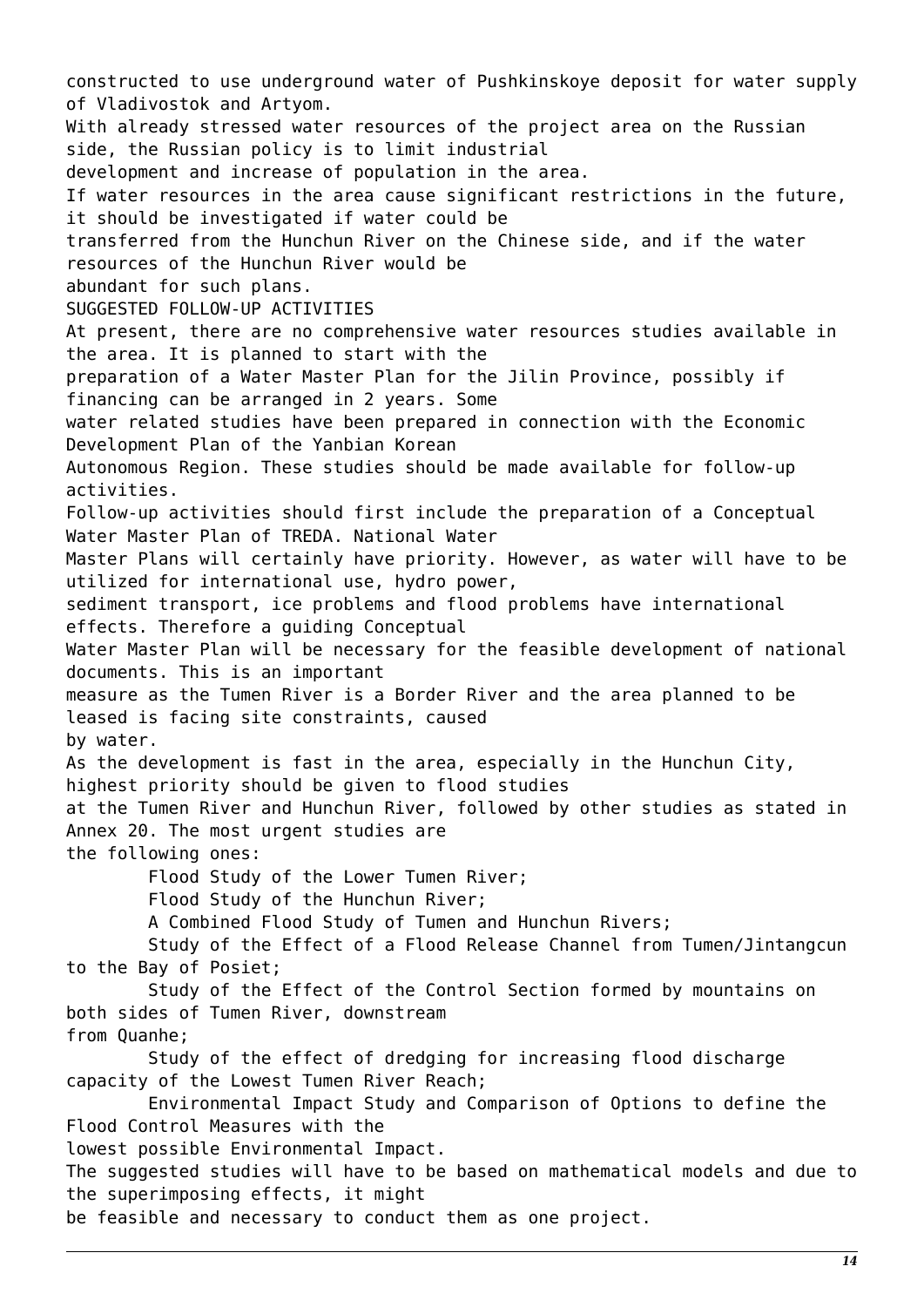constructed to use underground water of Pushkinskoye deposit for water supply of Vladivostok and Artyom.

With already stressed water resources of the project area on the Russian side, the Russian policy is to limit industrial development and increase of population in the area.

If water resources in the area cause significant restrictions in the future, it should be investigated if water could be transferred from the Hunchun River on the Chinese side, and if the water resources of the Hunchun River would be abundant for such plans.

## SUGGESTED FOLLOW-UP ACTIVITIES

At present, there are no comprehensive water resources studies available in the area. It is planned to start with the preparation of a Water Master Plan for the Jilin Province, possibly if financing can be arranged in 2 years. Some water related studies have been prepared in connection with the Economic Development Plan of the Yanbian Korean Autonomous Region. These studies should be made available for follow-up activities.

Follow-up activities should first include the preparation of a Conceptual Water Master Plan of TREDA. National Water Master Plans will certainly have priority. However, as water will have to be utilized for international use, hydro power, sediment transport, ice problems and flood problems have international effects. Therefore a guiding Conceptual Water Master Plan will be necessary for the feasible development of national documents. This is an important measure as the Tumen River is a Border River and the area planned to be leased is facing site constraints, caused by water.

As the development is fast in the area, especially in the Hunchun City, highest priority should be given to flood studies at the Tumen River and Hunchun River, followed by other studies as stated in Annex 20. The most urgent studies are the following ones:

- Flood Study of the Lower Tumen River;
- Flood Study of the Hunchun River;
- A Combined Flood Study of Tumen and Hunchun Rivers;
- Study of the Effect of a Flood Release Channel from Tumen/Jintangcun to the Bay of Posiet;
- Study of the Effect of the Control Section formed by mountains on both sides of Tumen River, downstream from Quanhe;
- Study of the effect of dredging for increasing flood discharge capacity of the Lowest Tumen River Reach;
- Environmental Impact Study and Comparison of Options to define the Flood Control Measures with the lowest possible Environmental Impact.

The suggested studies will have to be based on mathematical models and due to the superimposing effects, it might be feasible and necessary to conduct them as one project.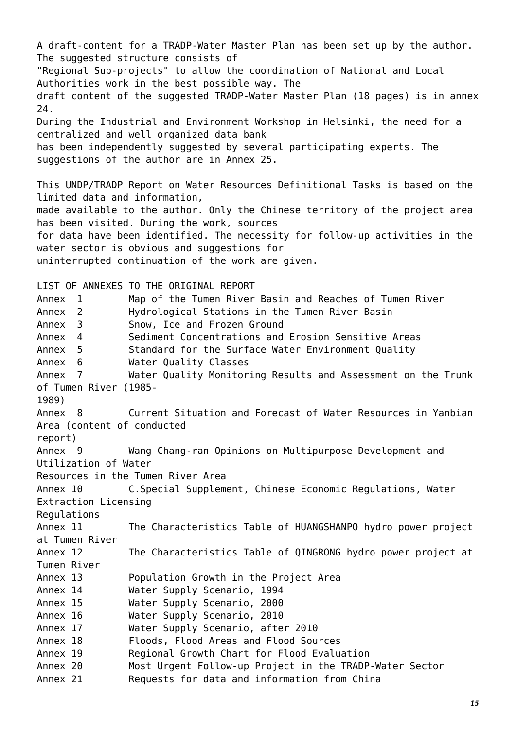A draft-content for a TRADP-Water Master Plan has been set up by the author. The suggested structure consists of "Regional Sub-projects" to allow the coordination of National and Local Authorities work in the best possible way. The draft content of the suggested TRADP-Water Master Plan (18 pages) is in annex 24.

During the Industrial and Environment Workshop in Helsinki, the need for a centralized and well organized data bank has been independently suggested by several participating experts. The suggestions of the author are in Annex 25.

This UNDP/TRADP Report on Water Resources Definitional Tasks is based on the limited data and information, made available to the author. Only the Chinese territory of the project area has been visited. During the work, sources for data have been identified. The necessity for follow-up activities in the water sector is obvious and suggestions for uninterrupted continuation of the work are given.

## LIST OF ANNEXES TO THE ORIGINAL REPORT

| | |
|---|---|
| Annex 1 | Map of the Tumen River Basin and Reaches of Tumen River |
| Annex 2 | Hydrological Stations in the Tumen River Basin |
| Annex 3 | Snow, Ice and Frozen Ground |
| Annex 4 | Sediment Concentrations and Erosion Sensitive Areas |
| Annex 5 | Standard for the Surface Water Environment Quality |
| Annex 6 | Water Quality Classes |
| Annex 7 | Water Quality Monitoring Results and Assessment on the Trunk of Tumen River (1985-1989) |
| Annex 8 | Current Situation and Forecast of Water Resources in Yanbian Area (content of conducted report) |
| Annex 9 | Wang Chang-ran Opinions on Multipurpose Development and Utilization of Water Resources in the Tumen River Area |
| Annex 10 | C.Special Supplement, Chinese Economic Regulations, Water Extraction Licensing Regulations |
| Annex 11 | The Characteristics Table of HUANGSHANPO hydro power project at Tumen River |
| Annex 12 | The Characteristics Table of QINGRONG hydro power project at Tumen River |
| Annex 13 | Population Growth in the Project Area |
| Annex 14 | Water Supply Scenario, 1994 |
| Annex 15 | Water Supply Scenario, 2000 |
| Annex 16 | Water Supply Scenario, 2010 |
| Annex 17 | Water Supply Scenario, after 2010 |
| Annex 18 | Floods, Flood Areas and Flood Sources |
| Annex 19 | Regional Growth Chart for Flood Evaluation |
| Annex 20 | Most Urgent Follow-up Project in the TRADP-Water Sector |
| Annex 21 | Requests for data and information from China |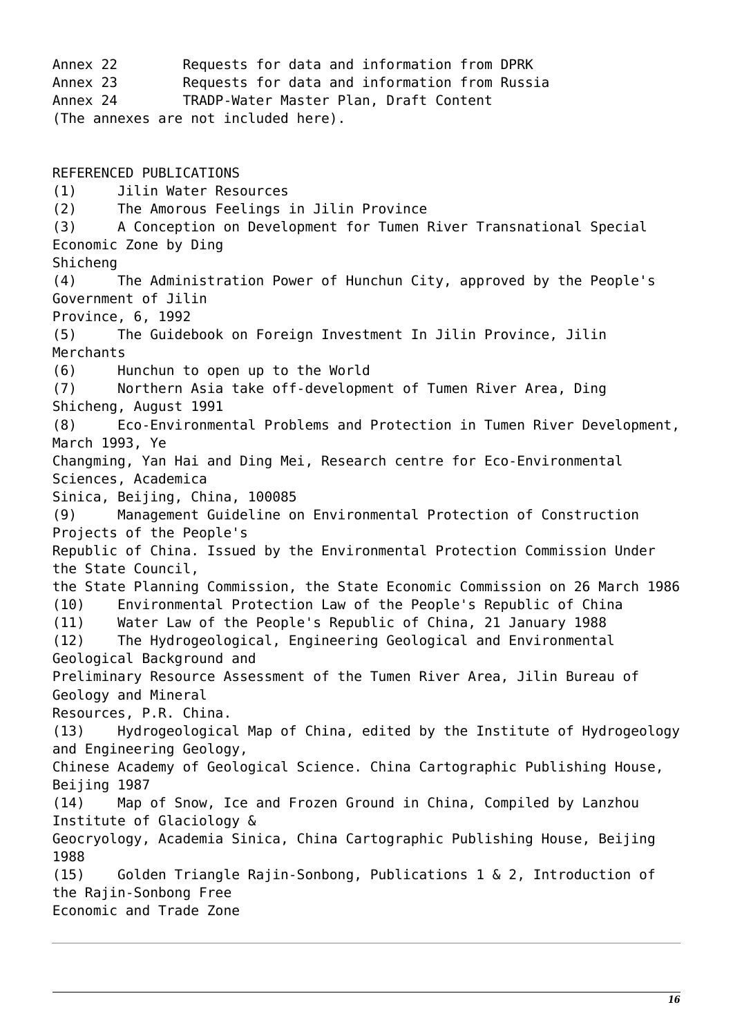Annex 22 Requests for data and information from DPRK
Annex 23 Requests for data and information from Russia
Annex 24 TRADP-Water Master Plan, Draft Content
(The annexes are not included here).

REFERENCED PUBLICATIONS

(1) Jilin Water Resources
(2) The Amorous Feelings in Jilin Province
(3) A Conception on Development for Tumen River Transnational Special Economic Zone by Ding Shicheng
(4) The Administration Power of Hunchun City, approved by the People's Government of Jilin Province, 6, 1992
(5) The Guidebook on Foreign Investment In Jilin Province, Jilin Merchants
(6) Hunchun to open up to the World
(7) Northern Asia take off-development of Tumen River Area, Ding Shicheng, August 1991
(8) Eco-Environmental Problems and Protection in Tumen River Development, March 1993, Ye Changming, Yan Hai and Ding Mei, Research centre for Eco-Environmental Sciences, Academica Sinica, Beijing, China, 100085
(9) Management Guideline on Environmental Protection of Construction Projects of the People's Republic of China. Issued by the Environmental Protection Commission Under the State Council, the State Planning Commission, the State Economic Commission on 26 March 1986
(10) Environmental Protection Law of the People's Republic of China
(11) Water Law of the People's Republic of China, 21 January 1988
(12) The Hydrogeological, Engineering Geological and Environmental Geological Background and Preliminary Resource Assessment of the Tumen River Area, Jilin Bureau of Geology and Mineral Resources, P.R. China.
(13) Hydrogeological Map of China, edited by the Institute of Hydrogeology and Engineering Geology, Chinese Academy of Geological Science. China Cartographic Publishing House, Beijing 1987
(14) Map of Snow, Ice and Frozen Ground in China, Compiled by Lanzhou Institute of Glaciology & Geocryology, Academia Sinica, China Cartographic Publishing House, Beijing 1988
(15) Golden Triangle Rajin-Sonbong, Publications 1 & 2, Introduction of the Rajin-Sonbong Free Economic and Trade Zone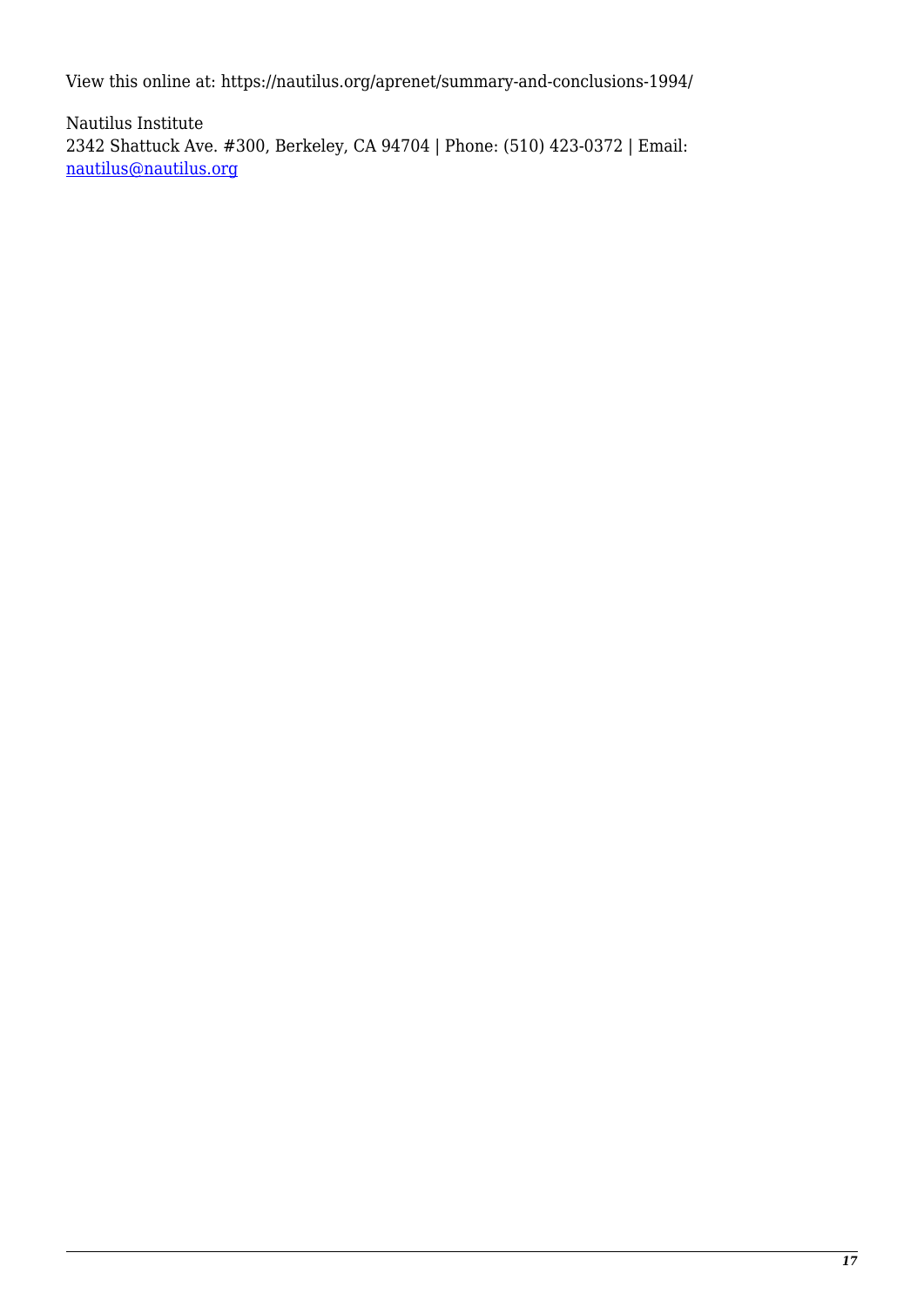View this online at: https://nautilus.org/aprenet/summary-and-conclusions-1994/

Nautilus Institute
2342 Shattuck Ave. #300, Berkeley, CA 94704 | Phone: (510) 423-0372 | Email: nautilus@nautilus.org